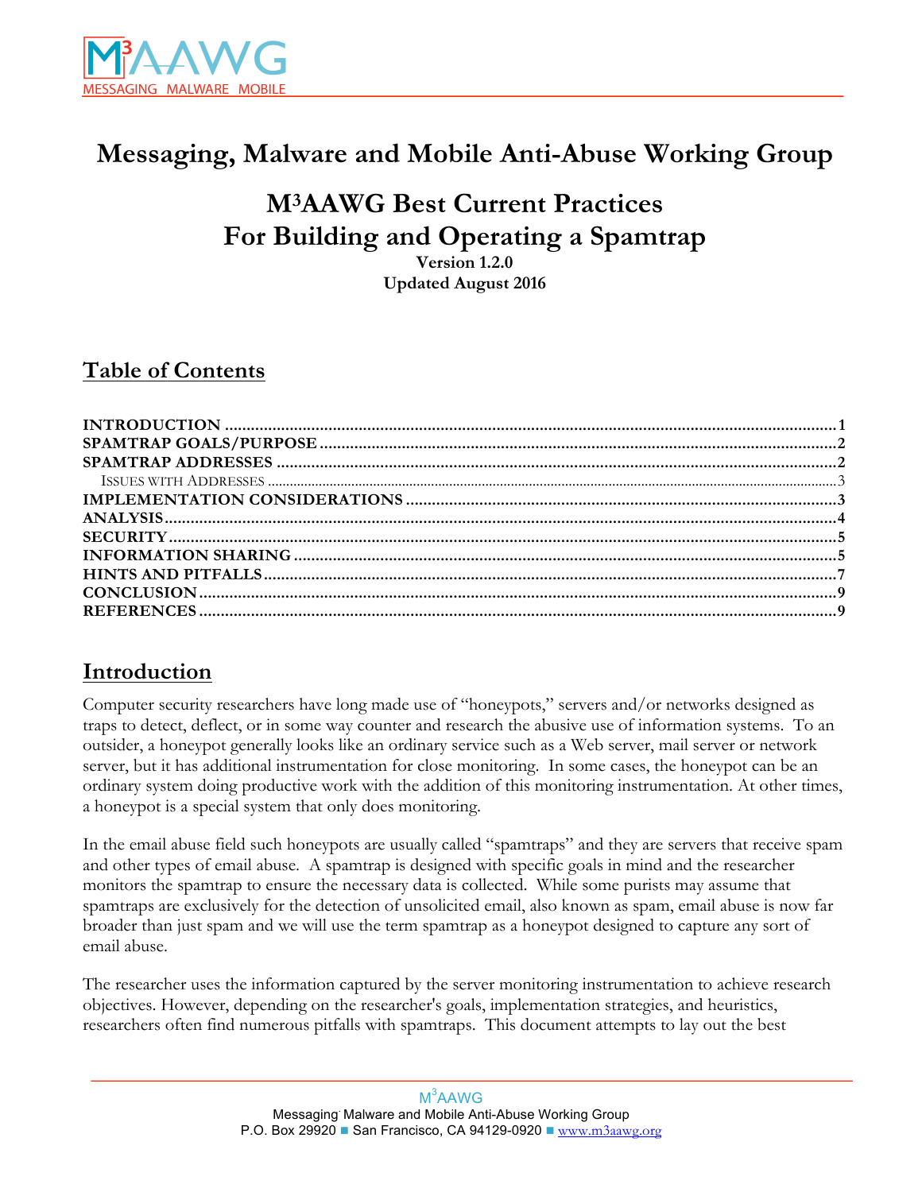// Messaging, Malware and Mobile Anti-Abuse Working Group

# M3AAWG Best Current Practices For Building and Operating a Spamtrap

**Version 1.2.0**
**Updated August 2016**

## Table of Contents

- INTRODUCTION ... 1
- SPAMTRAP GOALS/PURPOSE ... 2
- SPAMTRAP ADDRESSES ... 2
  - Issues with Addresses ... 3
- IMPLEMENTATION CONSIDERATIONS ... 3
- ANALYSIS ... 4
- SECURITY ... 5
- INFORMATION SHARING ... 5
- HINTS AND PITFALLS ... 7
- CONCLUSION ... 9
- REFERENCES ... 9

## Introduction

Computer security researchers have long made use of "honeypots," servers and/or networks designed as traps to detect, deflect, or in some way counter and research the abusive use of information systems. To an outsider, a honeypot generally looks like an ordinary service such as a Web server, mail server or network server, but it has additional instrumentation for close monitoring. In some cases, the honeypot can be an ordinary system doing productive work with the addition of this monitoring instrumentation. At other times, a honeypot is a special system that only does monitoring.

In the email abuse field such honeypots are usually called "spamtraps" and they are servers that receive spam and other types of email abuse. A spamtrap is designed with specific goals in mind and the researcher monitors the spamtrap to ensure the necessary data is collected. While some purists may assume that spamtraps are exclusively for the detection of unsolicited email, also known as spam, email abuse is now far broader than just spam and we will use the term spamtrap as a honeypot designed to capture any sort of email abuse.

The researcher uses the information captured by the server monitoring instrumentation to achieve research objectives. However, depending on the researcher's goals, implementation strategies, and heuristics, researchers often find numerous pitfalls with spamtraps. This document attempts to lay out the best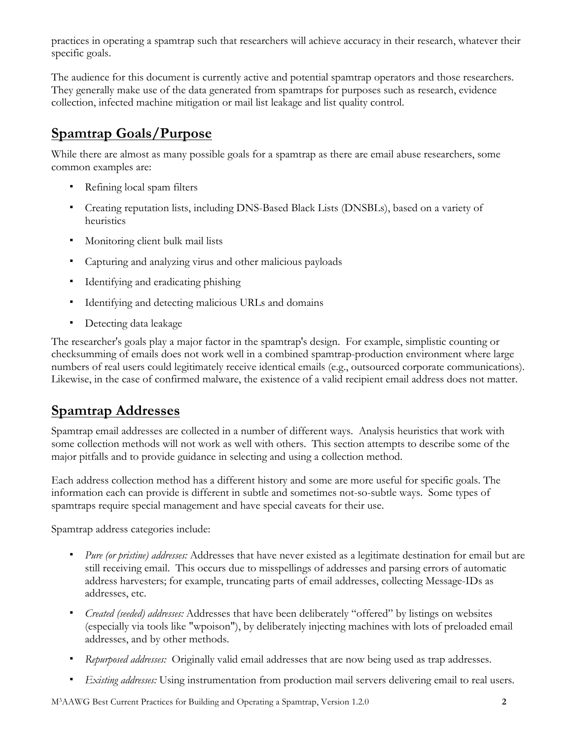practices in operating a spamtrap such that researchers will achieve accuracy in their research, whatever their specific goals.

The audience for this document is currently active and potential spamtrap operators and those researchers. They generally make use of the data generated from spamtraps for purposes such as research, evidence collection, infected machine mitigation or mail list leakage and list quality control.

## Spamtrap Goals/Purpose

While there are almost as many possible goals for a spamtrap as there are email abuse researchers, some common examples are:

- Refining local spam filters
- Creating reputation lists, including DNS-Based Black Lists (DNSBLs), based on a variety of heuristics
- Monitoring client bulk mail lists
- Capturing and analyzing virus and other malicious payloads
- Identifying and eradicating phishing
- Identifying and detecting malicious URLs and domains
- Detecting data leakage

The researcher's goals play a major factor in the spamtrap's design. For example, simplistic counting or checksumming of emails does not work well in a combined spamtrap-production environment where large numbers of real users could legitimately receive identical emails (e.g., outsourced corporate communications). Likewise, in the case of confirmed malware, the existence of a valid recipient email address does not matter.

## Spamtrap Addresses

Spamtrap email addresses are collected in a number of different ways. Analysis heuristics that work with some collection methods will not work as well with others. This section attempts to describe some of the major pitfalls and to provide guidance in selecting and using a collection method.

Each address collection method has a different history and some are more useful for specific goals. The information each can provide is different in subtle and sometimes not-so-subtle ways. Some types of spamtraps require special management and have special caveats for their use.

Spamtrap address categories include:

- *Pure (or pristine) addresses:* Addresses that have never existed as a legitimate destination for email but are still receiving email. This occurs due to misspellings of addresses and parsing errors of automatic address harvesters; for example, truncating parts of email addresses, collecting Message-IDs as addresses, etc.
- *Created (seeded) addresses:* Addresses that have been deliberately "offered" by listings on websites (especially via tools like "wpoison"), by deliberately injecting machines with lots of preloaded email addresses, and by other methods.
- *Repurposed addresses:* Originally valid email addresses that are now being used as trap addresses.
- *Existing addresses:* Using instrumentation from production mail servers delivering email to real users.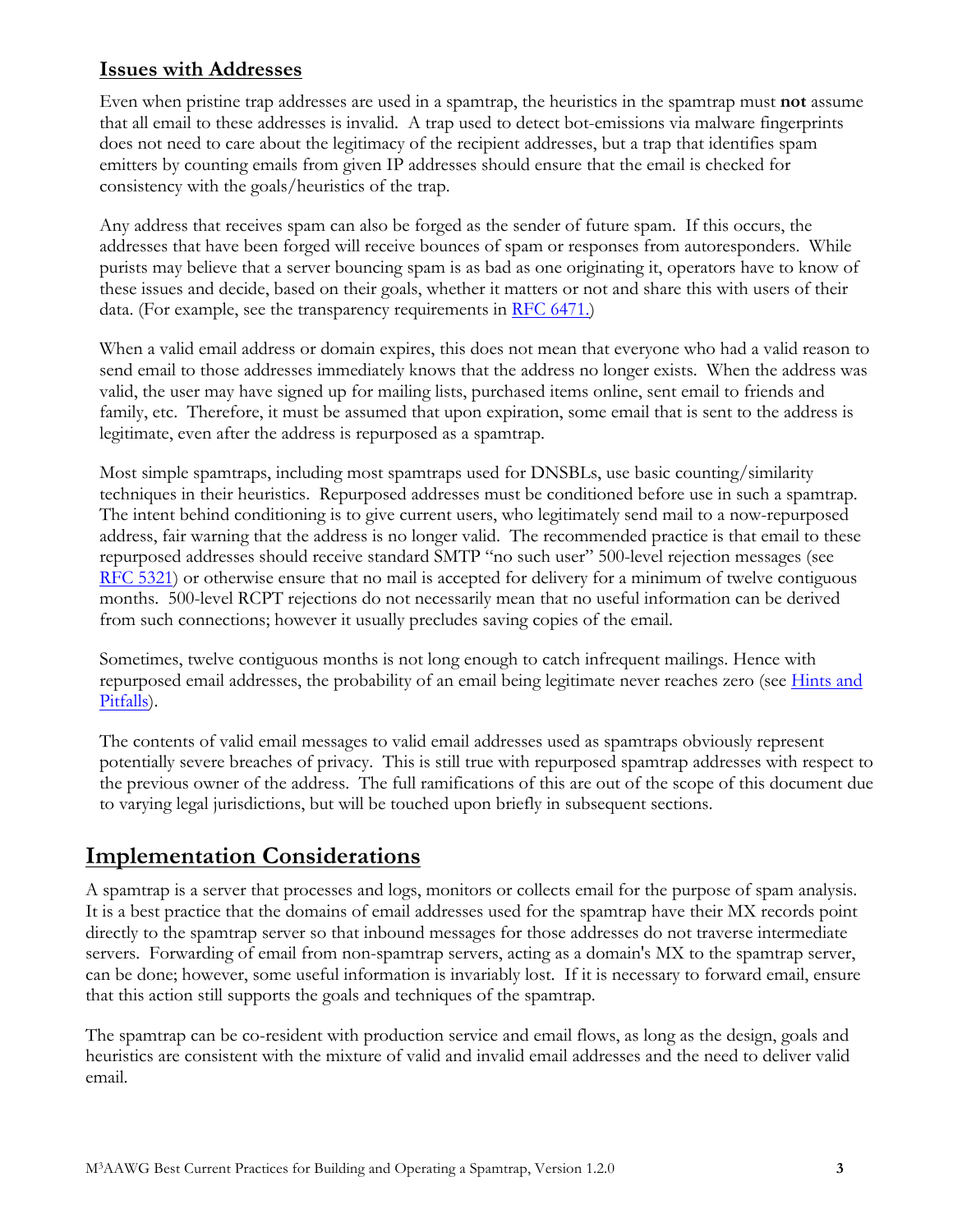### Issues with Addresses

Even when pristine trap addresses are used in a spamtrap, the heuristics in the spamtrap must **not** assume that all email to these addresses is invalid. A trap used to detect bot-emissions via malware fingerprints does not need to care about the legitimacy of the recipient addresses, but a trap that identifies spam emitters by counting emails from given IP addresses should ensure that the email is checked for consistency with the goals/heuristics of the trap.

Any address that receives spam can also be forged as the sender of future spam. If this occurs, the addresses that have been forged will receive bounces of spam or responses from autoresponders. While purists may believe that a server bouncing spam is as bad as one originating it, operators have to know of these issues and decide, based on their goals, whether it matters or not and share this with users of their data. (For example, see the transparency requirements in [RFC 6471.](#))

When a valid email address or domain expires, this does not mean that everyone who had a valid reason to send email to those addresses immediately knows that the address no longer exists. When the address was valid, the user may have signed up for mailing lists, purchased items online, sent email to friends and family, etc. Therefore, it must be assumed that upon expiration, some email that is sent to the address is legitimate, even after the address is repurposed as a spamtrap.

Most simple spamtraps, including most spamtraps used for DNSBLs, use basic counting/similarity techniques in their heuristics. Repurposed addresses must be conditioned before use in such a spamtrap. The intent behind conditioning is to give current users, who legitimately send mail to a now-repurposed address, fair warning that the address is no longer valid. The recommended practice is that email to these repurposed addresses should receive standard SMTP "no such user" 500-level rejection messages (see [RFC 5321](#)) or otherwise ensure that no mail is accepted for delivery for a minimum of twelve contiguous months. 500-level RCPT rejections do not necessarily mean that no useful information can be derived from such connections; however it usually precludes saving copies of the email.

Sometimes, twelve contiguous months is not long enough to catch infrequent mailings. Hence with repurposed email addresses, the probability of an email being legitimate never reaches zero (see [Hints and Pitfalls](#)).

The contents of valid email messages to valid email addresses used as spamtraps obviously represent potentially severe breaches of privacy. This is still true with repurposed spamtrap addresses with respect to the previous owner of the address. The full ramifications of this are out of the scope of this document due to varying legal jurisdictions, but will be touched upon briefly in subsequent sections.

## Implementation Considerations

A spamtrap is a server that processes and logs, monitors or collects email for the purpose of spam analysis. It is a best practice that the domains of email addresses used for the spamtrap have their MX records point directly to the spamtrap server so that inbound messages for those addresses do not traverse intermediate servers. Forwarding of email from non-spamtrap servers, acting as a domain's MX to the spamtrap server, can be done; however, some useful information is invariably lost. If it is necessary to forward email, ensure that this action still supports the goals and techniques of the spamtrap.

The spamtrap can be co-resident with production service and email flows, as long as the design, goals and heuristics are consistent with the mixture of valid and invalid email addresses and the need to deliver valid email.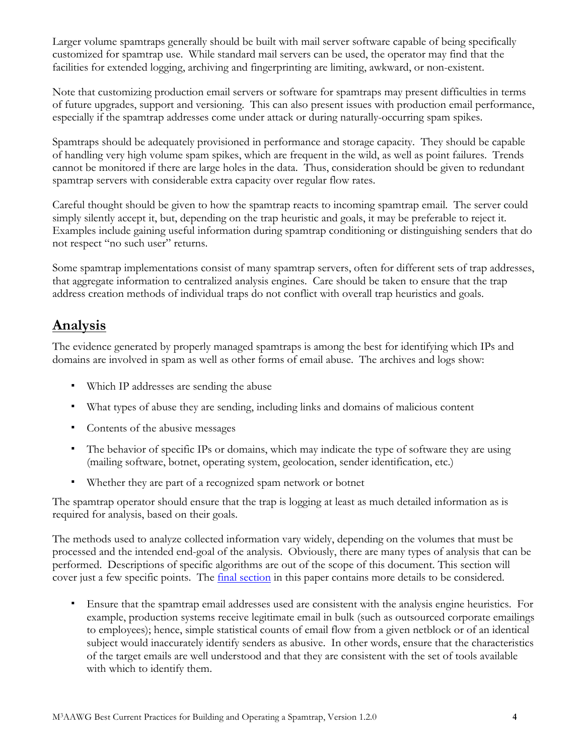Larger volume spamtraps generally should be built with mail server software capable of being specifically customized for spamtrap use. While standard mail servers can be used, the operator may find that the facilities for extended logging, archiving and fingerprinting are limiting, awkward, or non-existent.

Note that customizing production email servers or software for spamtraps may present difficulties in terms of future upgrades, support and versioning. This can also present issues with production email performance, especially if the spamtrap addresses come under attack or during naturally-occurring spam spikes.

Spamtraps should be adequately provisioned in performance and storage capacity. They should be capable of handling very high volume spam spikes, which are frequent in the wild, as well as point failures. Trends cannot be monitored if there are large holes in the data. Thus, consideration should be given to redundant spamtrap servers with considerable extra capacity over regular flow rates.

Careful thought should be given to how the spamtrap reacts to incoming spamtrap email. The server could simply silently accept it, but, depending on the trap heuristic and goals, it may be preferable to reject it. Examples include gaining useful information during spamtrap conditioning or distinguishing senders that do not respect "no such user" returns.

Some spamtrap implementations consist of many spamtrap servers, often for different sets of trap addresses, that aggregate information to centralized analysis engines. Care should be taken to ensure that the trap address creation methods of individual traps do not conflict with overall trap heuristics and goals.

## Analysis

The evidence generated by properly managed spamtraps is among the best for identifying which IPs and domains are involved in spam as well as other forms of email abuse. The archives and logs show:

- Which IP addresses are sending the abuse
- What types of abuse they are sending, including links and domains of malicious content
- Contents of the abusive messages
- The behavior of specific IPs or domains, which may indicate the type of software they are using (mailing software, botnet, operating system, geolocation, sender identification, etc.)
- Whether they are part of a recognized spam network or botnet

The spamtrap operator should ensure that the trap is logging at least as much detailed information as is required for analysis, based on their goals.

The methods used to analyze collected information vary widely, depending on the volumes that must be processed and the intended end-goal of the analysis. Obviously, there are many types of analysis that can be performed. Descriptions of specific algorithms are out of the scope of this document. This section will cover just a few specific points. The final section in this paper contains more details to be considered.

- Ensure that the spamtrap email addresses used are consistent with the analysis engine heuristics. For example, production systems receive legitimate email in bulk (such as outsourced corporate emailings to employees); hence, simple statistical counts of email flow from a given netblock or of an identical subject would inaccurately identify senders as abusive. In other words, ensure that the characteristics of the target emails are well understood and that they are consistent with the set of tools available with which to identify them.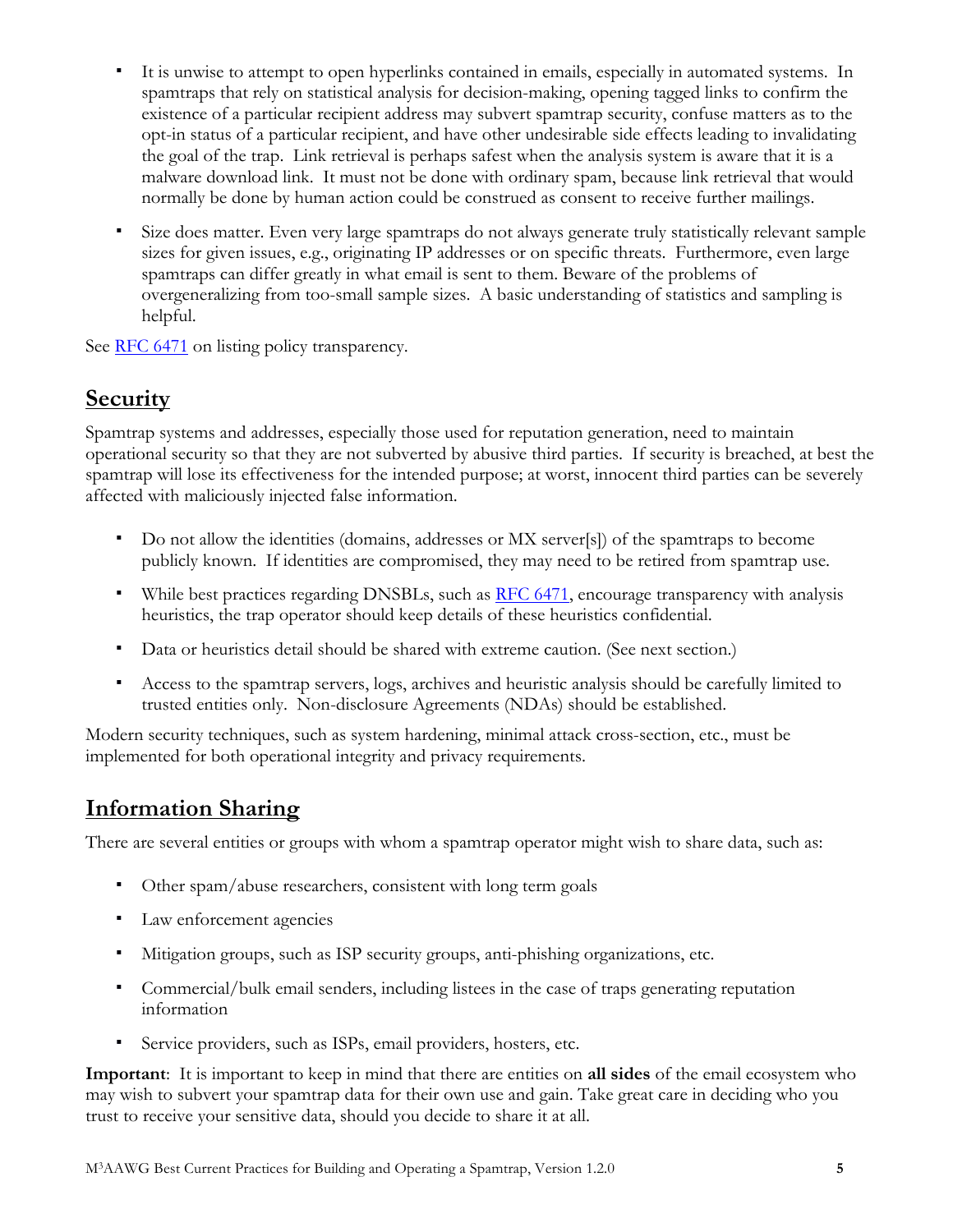- It is unwise to attempt to open hyperlinks contained in emails, especially in automated systems. In spamtraps that rely on statistical analysis for decision-making, opening tagged links to confirm the existence of a particular recipient address may subvert spamtrap security, confuse matters as to the opt-in status of a particular recipient, and have other undesirable side effects leading to invalidating the goal of the trap. Link retrieval is perhaps safest when the analysis system is aware that it is a malware download link. It must not be done with ordinary spam, because link retrieval that would normally be done by human action could be construed as consent to receive further mailings.
- Size does matter. Even very large spamtraps do not always generate truly statistically relevant sample sizes for given issues, e.g., originating IP addresses or on specific threats. Furthermore, even large spamtraps can differ greatly in what email is sent to them. Beware of the problems of overgeneralizing from too-small sample sizes. A basic understanding of statistics and sampling is helpful.

See RFC 6471 on listing policy transparency.

## Security

Spamtrap systems and addresses, especially those used for reputation generation, need to maintain operational security so that they are not subverted by abusive third parties. If security is breached, at best the spamtrap will lose its effectiveness for the intended purpose; at worst, innocent third parties can be severely affected with maliciously injected false information.

- Do not allow the identities (domains, addresses or MX server[s]) of the spamtraps to become publicly known. If identities are compromised, they may need to be retired from spamtrap use.
- While best practices regarding DNSBLs, such as RFC 6471, encourage transparency with analysis heuristics, the trap operator should keep details of these heuristics confidential.
- Data or heuristics detail should be shared with extreme caution. (See next section.)
- Access to the spamtrap servers, logs, archives and heuristic analysis should be carefully limited to trusted entities only. Non-disclosure Agreements (NDAs) should be established.

Modern security techniques, such as system hardening, minimal attack cross-section, etc., must be implemented for both operational integrity and privacy requirements.

## Information Sharing

There are several entities or groups with whom a spamtrap operator might wish to share data, such as:

- Other spam/abuse researchers, consistent with long term goals
- Law enforcement agencies
- Mitigation groups, such as ISP security groups, anti-phishing organizations, etc.
- Commercial/bulk email senders, including listees in the case of traps generating reputation information
- Service providers, such as ISPs, email providers, hosters, etc.

**Important**: It is important to keep in mind that there are entities on **all sides** of the email ecosystem who may wish to subvert your spamtrap data for their own use and gain. Take great care in deciding who you trust to receive your sensitive data, should you decide to share it at all.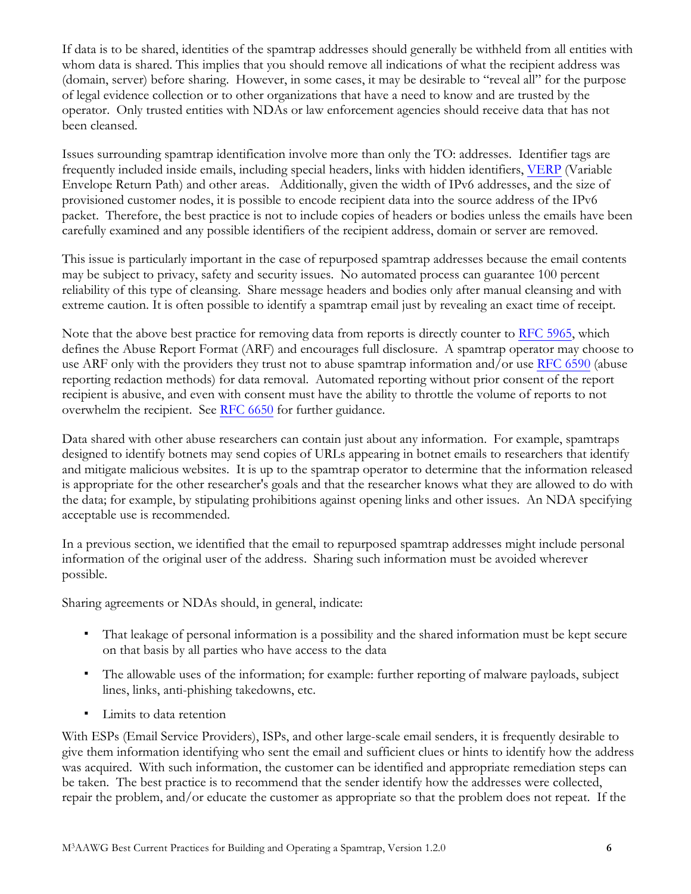If data is to be shared, identities of the spamtrap addresses should generally be withheld from all entities with whom data is shared. This implies that you should remove all indications of what the recipient address was (domain, server) before sharing. However, in some cases, it may be desirable to "reveal all" for the purpose of legal evidence collection or to other organizations that have a need to know and are trusted by the operator. Only trusted entities with NDAs or law enforcement agencies should receive data that has not been cleansed.

Issues surrounding spamtrap identification involve more than only the TO: addresses. Identifier tags are frequently included inside emails, including special headers, links with hidden identifiers, VERP (Variable Envelope Return Path) and other areas. Additionally, given the width of IPv6 addresses, and the size of provisioned customer nodes, it is possible to encode recipient data into the source address of the IPv6 packet. Therefore, the best practice is not to include copies of headers or bodies unless the emails have been carefully examined and any possible identifiers of the recipient address, domain or server are removed.

This issue is particularly important in the case of repurposed spamtrap addresses because the email contents may be subject to privacy, safety and security issues. No automated process can guarantee 100 percent reliability of this type of cleansing. Share message headers and bodies only after manual cleansing and with extreme caution. It is often possible to identify a spamtrap email just by revealing an exact time of receipt.

Note that the above best practice for removing data from reports is directly counter to RFC 5965, which defines the Abuse Report Format (ARF) and encourages full disclosure. A spamtrap operator may choose to use ARF only with the providers they trust not to abuse spamtrap information and/or use RFC 6590 (abuse reporting redaction methods) for data removal. Automated reporting without prior consent of the report recipient is abusive, and even with consent must have the ability to throttle the volume of reports to not overwhelm the recipient. See RFC 6650 for further guidance.

Data shared with other abuse researchers can contain just about any information. For example, spamtraps designed to identify botnets may send copies of URLs appearing in botnet emails to researchers that identify and mitigate malicious websites. It is up to the spamtrap operator to determine that the information released is appropriate for the other researcher's goals and that the researcher knows what they are allowed to do with the data; for example, by stipulating prohibitions against opening links and other issues. An NDA specifying acceptable use is recommended.

In a previous section, we identified that the email to repurposed spamtrap addresses might include personal information of the original user of the address. Sharing such information must be avoided wherever possible.

Sharing agreements or NDAs should, in general, indicate:

- That leakage of personal information is a possibility and the shared information must be kept secure on that basis by all parties who have access to the data
- The allowable uses of the information; for example: further reporting of malware payloads, subject lines, links, anti-phishing takedowns, etc.
- Limits to data retention

With ESPs (Email Service Providers), ISPs, and other large-scale email senders, it is frequently desirable to give them information identifying who sent the email and sufficient clues or hints to identify how the address was acquired. With such information, the customer can be identified and appropriate remediation steps can be taken. The best practice is to recommend that the sender identify how the addresses were collected, repair the problem, and/or educate the customer as appropriate so that the problem does not repeat. If the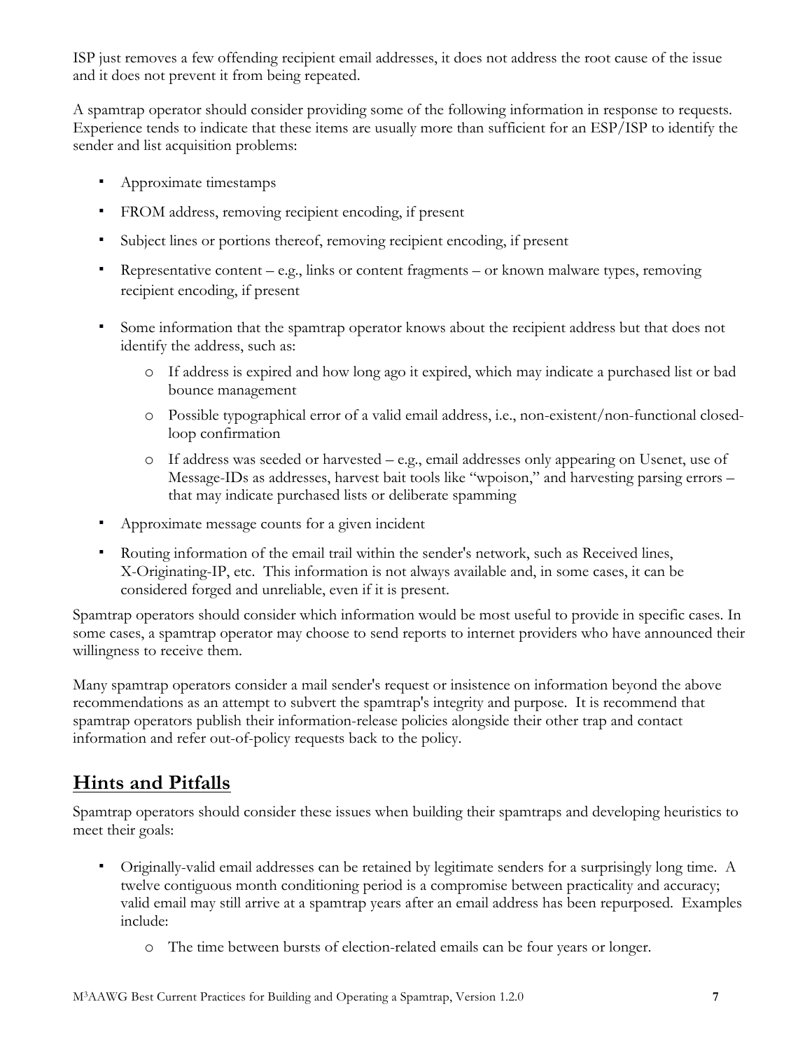ISP just removes a few offending recipient email addresses, it does not address the root cause of the issue and it does not prevent it from being repeated.

A spamtrap operator should consider providing some of the following information in response to requests. Experience tends to indicate that these items are usually more than sufficient for an ESP/ISP to identify the sender and list acquisition problems:

- Approximate timestamps
- FROM address, removing recipient encoding, if present
- Subject lines or portions thereof, removing recipient encoding, if present
- Representative content – e.g., links or content fragments – or known malware types, removing recipient encoding, if present
- Some information that the spamtrap operator knows about the recipient address but that does not identify the address, such as:
    - If address is expired and how long ago it expired, which may indicate a purchased list or bad bounce management
    - Possible typographical error of a valid email address, i.e., non-existent/non-functional closed-loop confirmation
    - If address was seeded or harvested – e.g., email addresses only appearing on Usenet, use of Message-IDs as addresses, harvest bait tools like "wpoison," and harvesting parsing errors – that may indicate purchased lists or deliberate spamming
- Approximate message counts for a given incident
- Routing information of the email trail within the sender's network, such as Received lines, X-Originating-IP, etc. This information is not always available and, in some cases, it can be considered forged and unreliable, even if it is present.

Spamtrap operators should consider which information would be most useful to provide in specific cases. In some cases, a spamtrap operator may choose to send reports to internet providers who have announced their willingness to receive them.

Many spamtrap operators consider a mail sender's request or insistence on information beyond the above recommendations as an attempt to subvert the spamtrap's integrity and purpose. It is recommend that spamtrap operators publish their information-release policies alongside their other trap and contact information and refer out-of-policy requests back to the policy.

## Hints and Pitfalls

Spamtrap operators should consider these issues when building their spamtraps and developing heuristics to meet their goals:

- Originally-valid email addresses can be retained by legitimate senders for a surprisingly long time. A twelve contiguous month conditioning period is a compromise between practicality and accuracy; valid email may still arrive at a spamtrap years after an email address has been repurposed. Examples include:
    - The time between bursts of election-related emails can be four years or longer.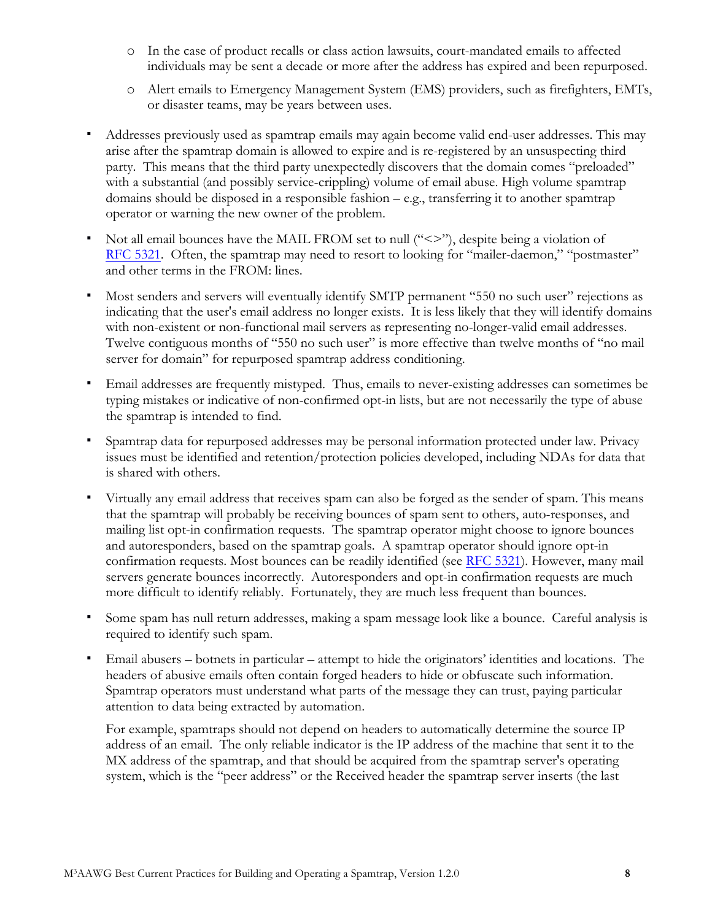- In the case of product recalls or class action lawsuits, court-mandated emails to affected individuals may be sent a decade or more after the address has expired and been repurposed.
  - Alert emails to Emergency Management System (EMS) providers, such as firefighters, EMTs, or disaster teams, may be years between uses.

- Addresses previously used as spamtrap emails may again become valid end-user addresses. This may arise after the spamtrap domain is allowed to expire and is re-registered by an unsuspecting third party. This means that the third party unexpectedly discovers that the domain comes "preloaded" with a substantial (and possibly service-crippling) volume of email abuse. High volume spamtrap domains should be disposed in a responsible fashion – e.g., transferring it to another spamtrap operator or warning the new owner of the problem.

- Not all email bounces have the MAIL FROM set to null ("<>"), despite being a violation of [RFC 5321](). Often, the spamtrap may need to resort to looking for "mailer-daemon," "postmaster" and other terms in the FROM: lines.

- Most senders and servers will eventually identify SMTP permanent "550 no such user" rejections as indicating that the user's email address no longer exists. It is less likely that they will identify domains with non-existent or non-functional mail servers as representing no-longer-valid email addresses. Twelve contiguous months of "550 no such user" is more effective than twelve months of "no mail server for domain" for repurposed spamtrap address conditioning.

- Email addresses are frequently mistyped. Thus, emails to never-existing addresses can sometimes be typing mistakes or indicative of non-confirmed opt-in lists, but are not necessarily the type of abuse the spamtrap is intended to find.

- Spamtrap data for repurposed addresses may be personal information protected under law. Privacy issues must be identified and retention/protection policies developed, including NDAs for data that is shared with others.

- Virtually any email address that receives spam can also be forged as the sender of spam. This means that the spamtrap will probably be receiving bounces of spam sent to others, auto-responses, and mailing list opt-in confirmation requests. The spamtrap operator might choose to ignore bounces and autoresponders, based on the spamtrap goals. A spamtrap operator should ignore opt-in confirmation requests. Most bounces can be readily identified (see [RFC 5321]()). However, many mail servers generate bounces incorrectly. Autoresponders and opt-in confirmation requests are much more difficult to identify reliably. Fortunately, they are much less frequent than bounces.

- Some spam has null return addresses, making a spam message look like a bounce. Careful analysis is required to identify such spam.

- Email abusers – botnets in particular – attempt to hide the originators' identities and locations. The headers of abusive emails often contain forged headers to hide or obfuscate such information. Spamtrap operators must understand what parts of the message they can trust, paying particular attention to data being extracted by automation.

  For example, spamtraps should not depend on headers to automatically determine the source IP address of an email. The only reliable indicator is the IP address of the machine that sent it to the MX address of the spamtrap, and that should be acquired from the spamtrap server's operating system, which is the "peer address" or the Received header the spamtrap server inserts (the last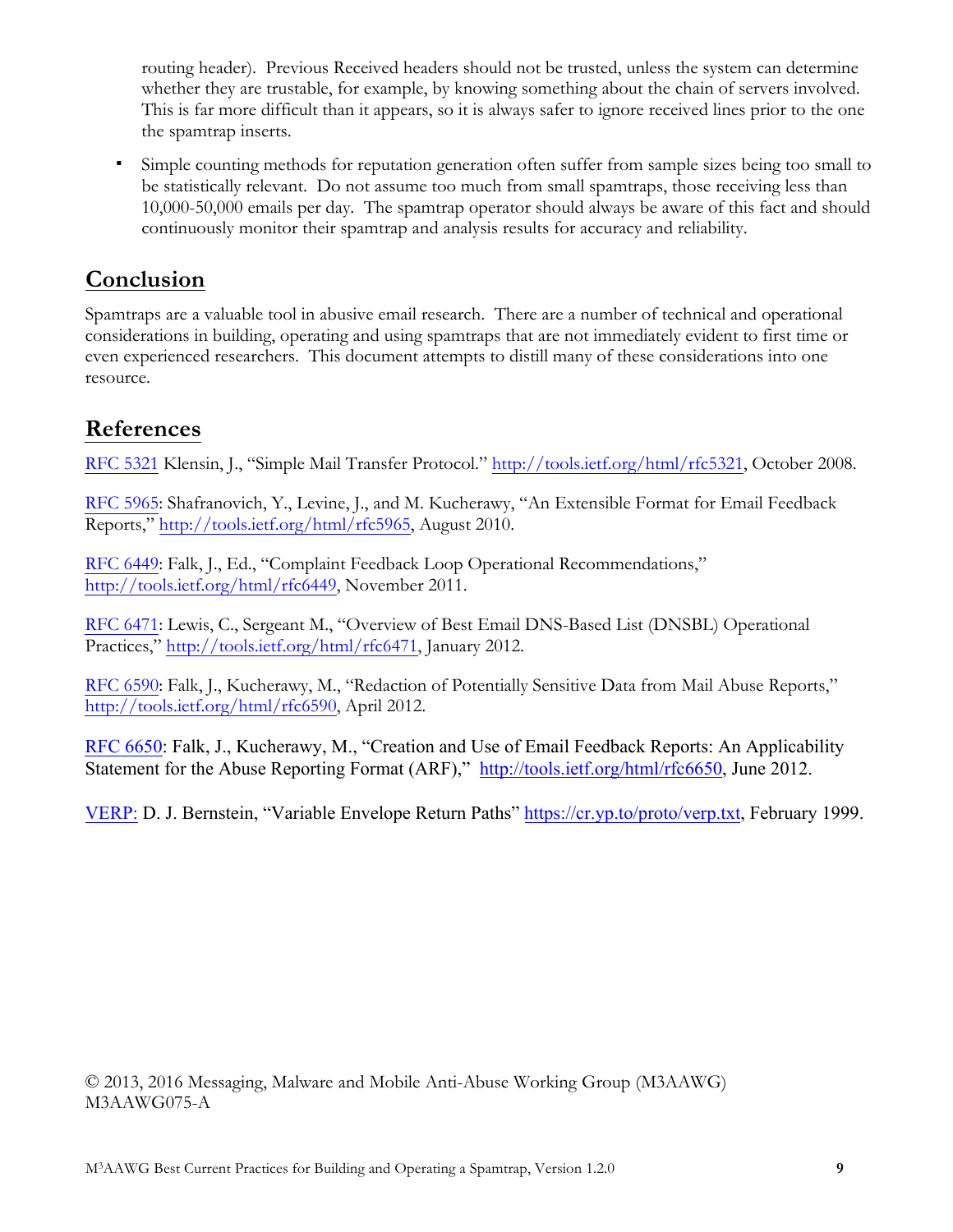routing header). Previous Received headers should not be trusted, unless the system can determine whether they are trustable, for example, by knowing something about the chain of servers involved. This is far more difficult than it appears, so it is always safer to ignore received lines prior to the one the spamtrap inserts.

- Simple counting methods for reputation generation often suffer from sample sizes being too small to be statistically relevant. Do not assume too much from small spamtraps, those receiving less than 10,000-50,000 emails per day. The spamtrap operator should always be aware of this fact and should continuously monitor their spamtrap and analysis results for accuracy and reliability.

## Conclusion

Spamtraps are a valuable tool in abusive email research. There are a number of technical and operational considerations in building, operating and using spamtraps that are not immediately evident to first time or even experienced researchers. This document attempts to distill many of these considerations into one resource.

## References

RFC 5321 Klensin, J., "Simple Mail Transfer Protocol." http://tools.ietf.org/html/rfc5321, October 2008.

RFC 5965: Shafranovich, Y., Levine, J., and M. Kucherawy, "An Extensible Format for Email Feedback Reports," http://tools.ietf.org/html/rfc5965, August 2010.

RFC 6449: Falk, J., Ed., "Complaint Feedback Loop Operational Recommendations," http://tools.ietf.org/html/rfc6449, November 2011.

RFC 6471: Lewis, C., Sergeant M., "Overview of Best Email DNS-Based List (DNSBL) Operational Practices," http://tools.ietf.org/html/rfc6471, January 2012.

RFC 6590: Falk, J., Kucherawy, M., "Redaction of Potentially Sensitive Data from Mail Abuse Reports," http://tools.ietf.org/html/rfc6590, April 2012.

RFC 6650: Falk, J., Kucherawy, M., "Creation and Use of Email Feedback Reports: An Applicability Statement for the Abuse Reporting Format (ARF)," http://tools.ietf.org/html/rfc6650, June 2012.

VERP: D. J. Bernstein, "Variable Envelope Return Paths" https://cr.yp.to/proto/verp.txt, February 1999.

© 2013, 2016 Messaging, Malware and Mobile Anti-Abuse Working Group (M3AAWG)
M3AAWG075-A